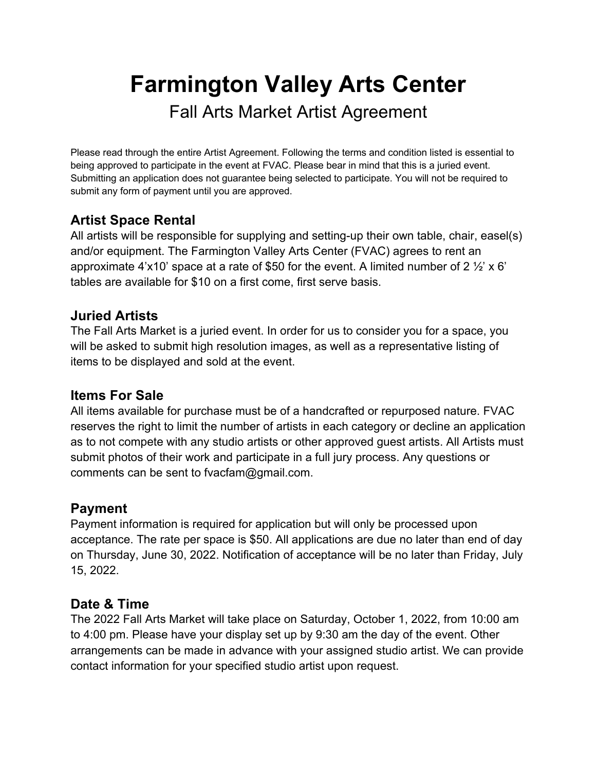# Farmington Valley Arts Center

## Fall Arts Market Artist Agreement

Please read through the entire Artist Agreement. Following the terms and condition listed is essential to being approved to participate in the event at FVAC. Please bear in mind that this is a juried event. Submitting an application does not guarantee being selected to participate. You will not be required to submit any form of payment until you are approved.

### Artist Space Rental

All artists will be responsible for supplying and setting-up their own table, chair, easel(s) and/or equipment. The Farmington Valley Arts Center (FVAC) agrees to rent an approximate 4'x10' space at a rate of $50 for the event. A limited number of 2 ½' x 6' tables are available for $10 on a first come, first serve basis.

### Juried Artists

The Fall Arts Market is a juried event. In order for us to consider you for a space, you will be asked to submit high resolution images, as well as a representative listing of items to be displayed and sold at the event.

### Items For Sale

All items available for purchase must be of a handcrafted or repurposed nature. FVAC reserves the right to limit the number of artists in each category or decline an application as to not compete with any studio artists or other approved guest artists. All Artists must submit photos of their work and participate in a full jury process. Any questions or comments can be sent to fvacfam@gmail.com.

### Payment

Payment information is required for application but will only be processed upon acceptance. The rate per space is $50. All applications are due no later than end of day on Thursday, June 30, 2022. Notification of acceptance will be no later than Friday, July 15, 2022.

### Date & Time

The 2022 Fall Arts Market will take place on Saturday, October 1, 2022, from 10:00 am to 4:00 pm. Please have your display set up by 9:30 am the day of the event. Other arrangements can be made in advance with your assigned studio artist. We can provide contact information for your specified studio artist upon request.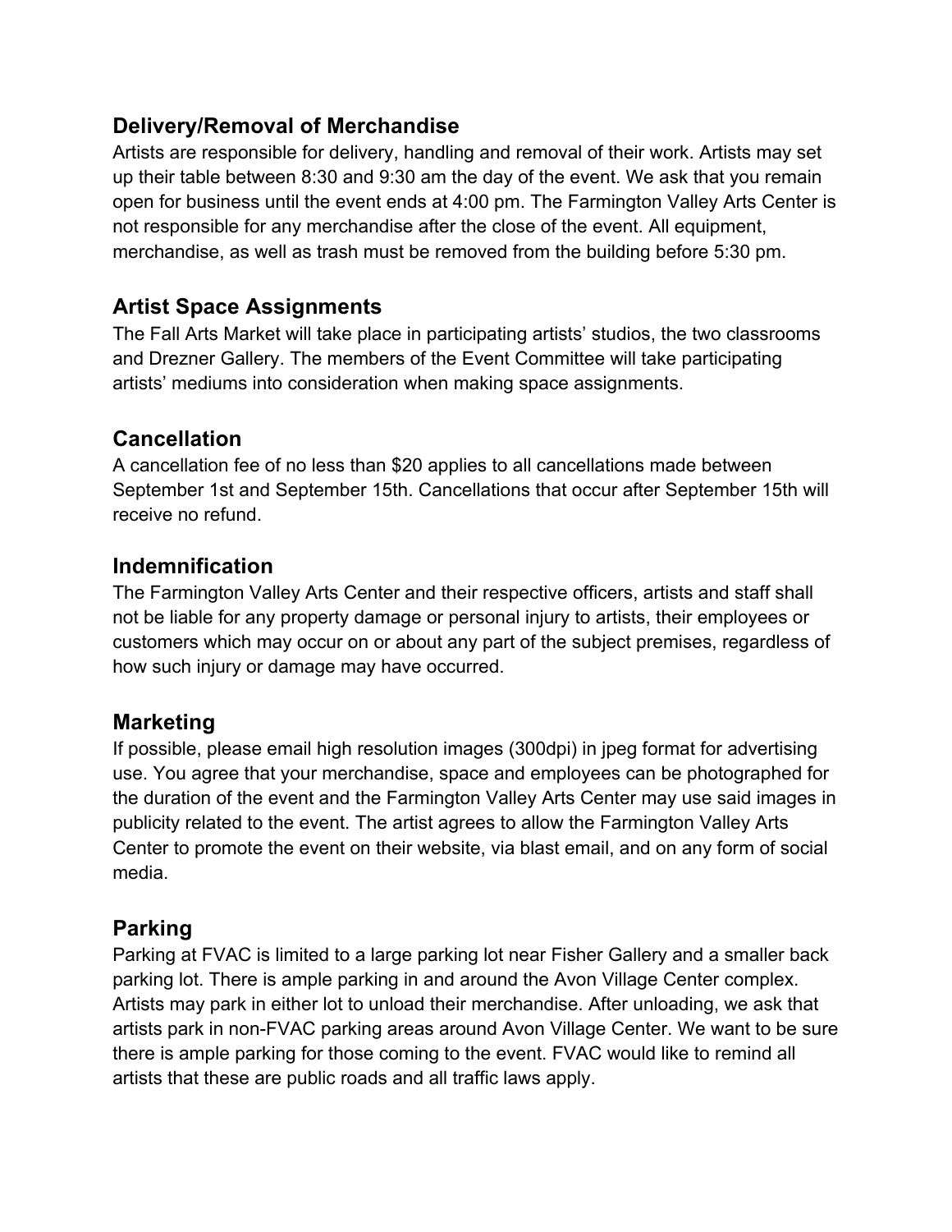## Delivery/Removal of Merchandise

Artists are responsible for delivery, handling and removal of their work. Artists may set up their table between 8:30 and 9:30 am the day of the event. We ask that you remain open for business until the event ends at 4:00 pm. The Farmington Valley Arts Center is not responsible for any merchandise after the close of the event. All equipment, merchandise, as well as trash must be removed from the building before 5:30 pm.

## Artist Space Assignments

The Fall Arts Market will take place in participating artists' studios, the two classrooms and Drezner Gallery. The members of the Event Committee will take participating artists' mediums into consideration when making space assignments.

## Cancellation

A cancellation fee of no less than $20 applies to all cancellations made between September 1st and September 15th. Cancellations that occur after September 15th will receive no refund.

## Indemnification

The Farmington Valley Arts Center and their respective officers, artists and staff shall not be liable for any property damage or personal injury to artists, their employees or customers which may occur on or about any part of the subject premises, regardless of how such injury or damage may have occurred.

## Marketing

If possible, please email high resolution images (300dpi) in jpeg format for advertising use. You agree that your merchandise, space and employees can be photographed for the duration of the event and the Farmington Valley Arts Center may use said images in publicity related to the event. The artist agrees to allow the Farmington Valley Arts Center to promote the event on their website, via blast email, and on any form of social media.

## Parking

Parking at FVAC is limited to a large parking lot near Fisher Gallery and a smaller back parking lot. There is ample parking in and around the Avon Village Center complex. Artists may park in either lot to unload their merchandise. After unloading, we ask that artists park in non-FVAC parking areas around Avon Village Center. We want to be sure there is ample parking for those coming to the event. FVAC would like to remind all artists that these are public roads and all traffic laws apply.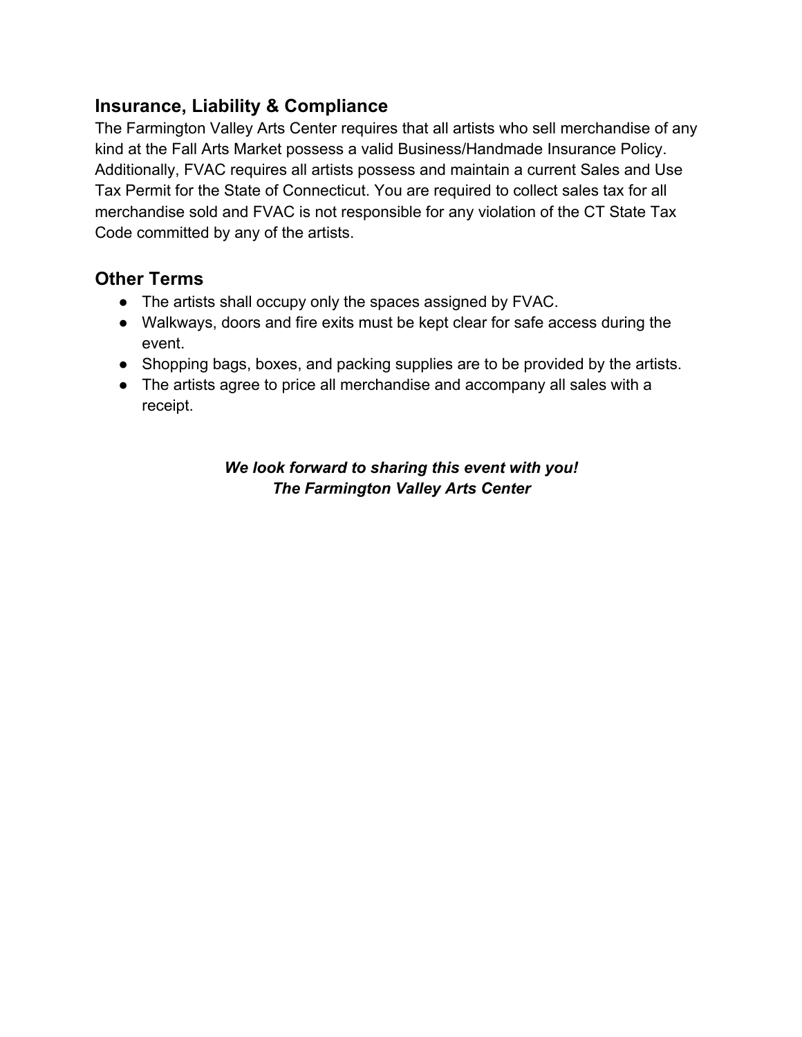## Insurance, Liability & Compliance

The Farmington Valley Arts Center requires that all artists who sell merchandise of any kind at the Fall Arts Market possess a valid Business/Handmade Insurance Policy. Additionally, FVAC requires all artists possess and maintain a current Sales and Use Tax Permit for the State of Connecticut. You are required to collect sales tax for all merchandise sold and FVAC is not responsible for any violation of the CT State Tax Code committed by any of the artists.

## Other Terms

- The artists shall occupy only the spaces assigned by FVAC.
- Walkways, doors and fire exits must be kept clear for safe access during the event.
- Shopping bags, boxes, and packing supplies are to be provided by the artists.
- The artists agree to price all merchandise and accompany all sales with a receipt.

***We look forward to sharing this event with you!***
***The Farmington Valley Arts Center***